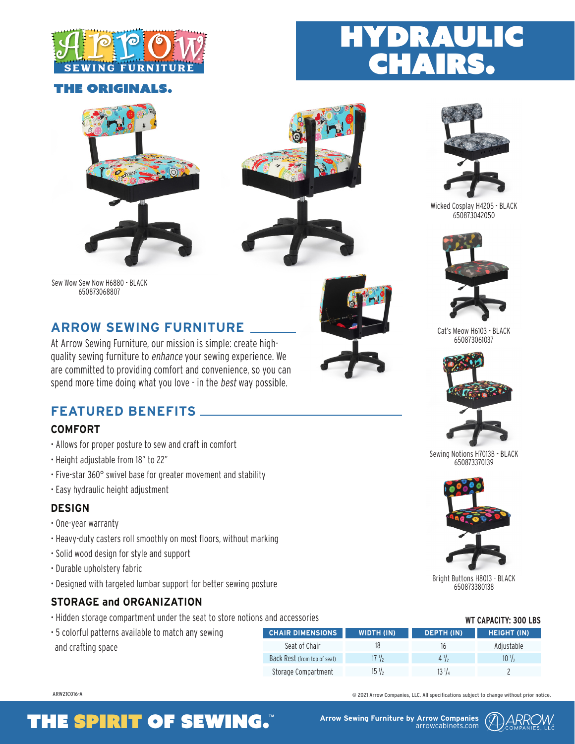# HYDRAULIC CHAIRS.

**THE ORIGINALS.**

Sew Wow Sew Now H6880 - BLACK
650873068807

Wicked Cosplay H4205 - BLACK
650873042050

Cat's Meow H6103 - BLACK
650873061037

Sewing Notions H7013B - BLACK
650873370139

Bright Buttons H8013 - BLACK
650873380138

## ARROW SEWING FURNITURE

At Arrow Sewing Furniture, our mission is simple: create high-quality sewing furniture to *enhance* your sewing experience. We are committed to providing comfort and convenience, so you can spend more time doing what you love - in the *best* way possible.

## FEATURED BENEFITS

### COMFORT

- Allows for proper posture to sew and craft in comfort
- Height adjustable from 18" to 22"
- Five-star 360° swivel base for greater movement and stability
- Easy hydraulic height adjustment

### DESIGN

- One-year warranty
- Heavy-duty casters roll smoothly on most floors, without marking
- Solid wood design for style and support
- Durable upholstery fabric
- Designed with targeted lumbar support for better sewing posture

### STORAGE and ORGANIZATION

- Hidden storage compartment under the seat to store notions and accessories
- 5 colorful patterns available to match any sewing and crafting space

**WT CAPACITY: 300 LBS**

| CHAIR DIMENSIONS | WIDTH (IN) | DEPTH (IN) | HEIGHT (IN) |
|---|---|---|---|
| Seat of Chair | 18 | 16 | Adjustable |
| Back Rest (from top of seat) | 17 1/2 | 4 1/2 | 10 1/2 |
| Storage Compartment | 15 1/2 | 13 1/4 | 2 |

ARW21C016-A

© 2021 Arrow Companies, LLC. All specifications subject to change without prior notice.

**THE SPIRIT OF SEWING.™**

Arrow Sewing Furniture by Arrow Companies
arrowcabinets.com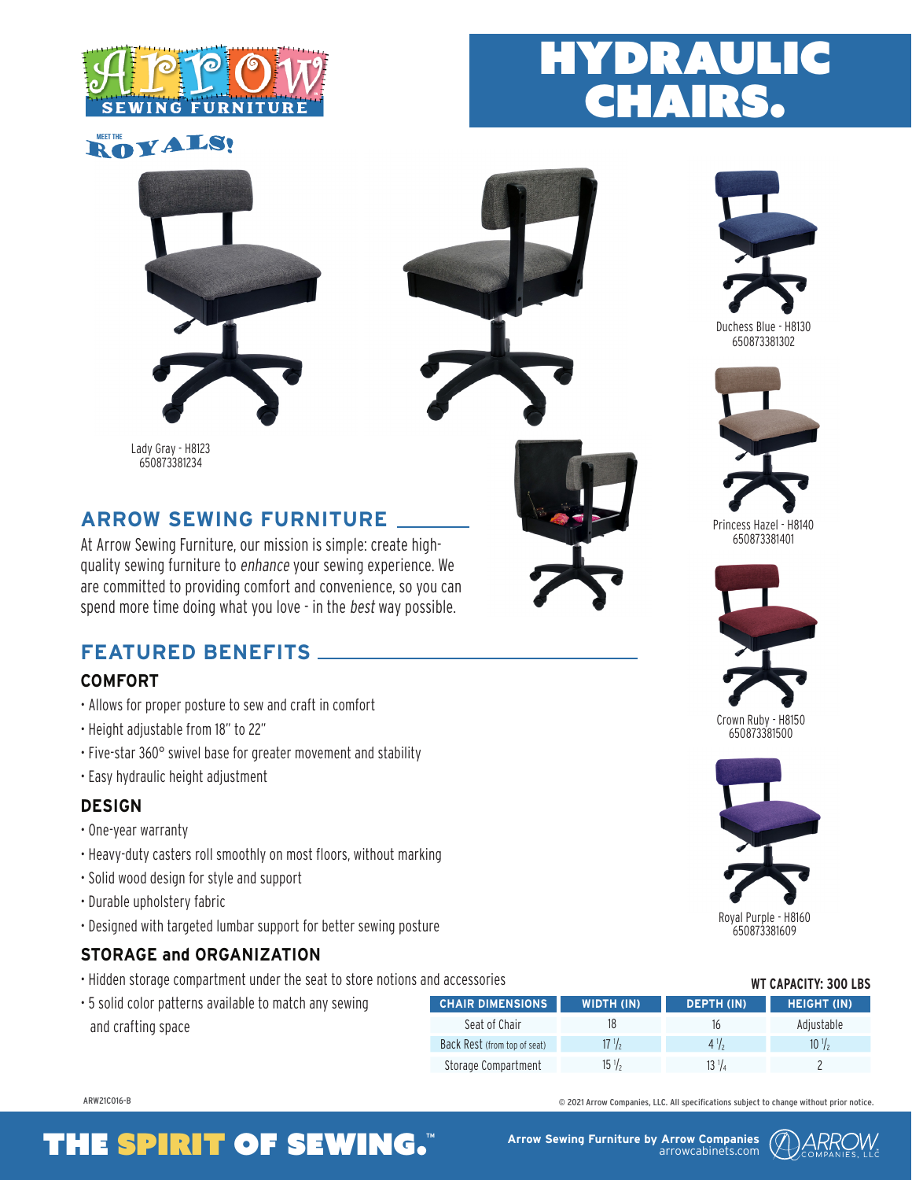# HYDRAULIC CHAIRS.

ARROW SEWING FURNITURE

MEET THE ROYALS!

Lady Gray - H8123
650873381234

Duchess Blue - H8130
650873381302

Princess Hazel - H8140
650873381401

Crown Ruby - H8150
650873381500

Royal Purple - H8160
650873381609

## ARROW SEWING FURNITURE

At Arrow Sewing Furniture, our mission is simple: create high-quality sewing furniture to *enhance* your sewing experience. We are committed to providing comfort and convenience, so you can spend more time doing what you love - in the *best* way possible.

## FEATURED BENEFITS

### COMFORT

- Allows for proper posture to sew and craft in comfort
- Height adjustable from 18" to 22"
- Five-star 360° swivel base for greater movement and stability
- Easy hydraulic height adjustment

### DESIGN

- One-year warranty
- Heavy-duty casters roll smoothly on most floors, without marking
- Solid wood design for style and support
- Durable upholstery fabric
- Designed with targeted lumbar support for better sewing posture

### STORAGE and ORGANIZATION

- Hidden storage compartment under the seat to store notions and accessories
- 5 solid color patterns available to match any sewing and crafting space

**WT CAPACITY: 300 LBS**

| CHAIR DIMENSIONS | WIDTH (IN) | DEPTH (IN) | HEIGHT (IN) |
|---|---|---|---|
| Seat of Chair | 18 | 16 | Adjustable |
| Back Rest (from top of seat) | 17 1/2 | 4 1/2 | 10 1/2 |
| Storage Compartment | 15 1/2 | 13 1/4 | 2 |

ARW21C016-B

© 2021 Arrow Companies, LLC. All specifications subject to change without prior notice.

THE SPIRIT OF SEWING.™

Arrow Sewing Furniture by Arrow Companies
arrowcabinets.com

ARROW COMPANIES, LLC